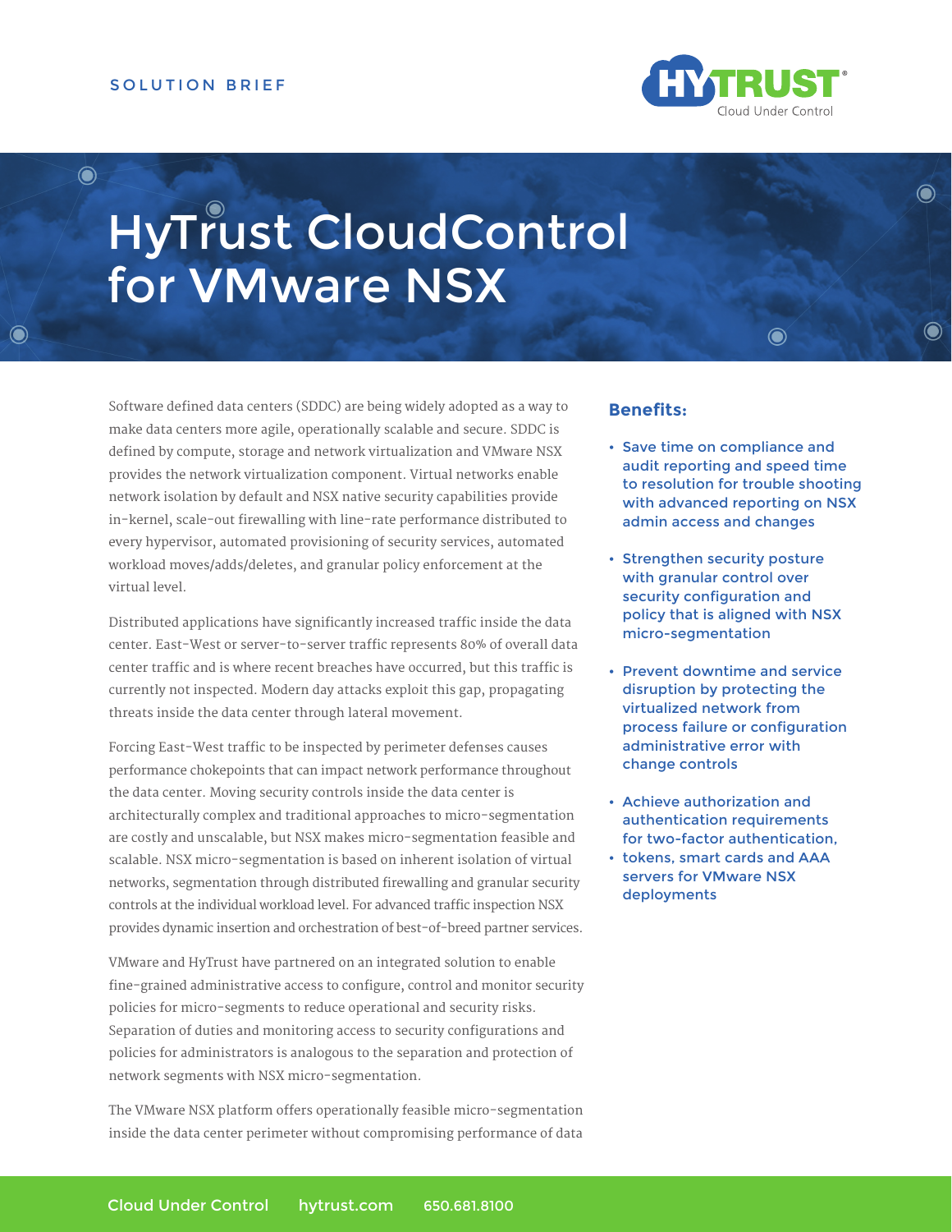SOLUTION BRIEF

# HyTrust CloudControl for VMware NSX

Software defined data centers (SDDC) are being widely adopted as a way to make data centers more agile, operationally scalable and secure. SDDC is defined by compute, storage and network virtualization and VMware NSX provides the network virtualization component. Virtual networks enable network isolation by default and NSX native security capabilities provide in-kernel, scale-out firewalling with line-rate performance distributed to every hypervisor, automated provisioning of security services, automated workload moves/adds/deletes, and granular policy enforcement at the virtual level.

Distributed applications have significantly increased traffic inside the data center. East-West or server-to-server traffic represents 80% of overall data center traffic and is where recent breaches have occurred, but this traffic is currently not inspected. Modern day attacks exploit this gap, propagating threats inside the data center through lateral movement.

Forcing East-West traffic to be inspected by perimeter defenses causes performance chokepoints that can impact network performance throughout the data center. Moving security controls inside the data center is architecturally complex and traditional approaches to micro-segmentation are costly and unscalable, but NSX makes micro-segmentation feasible and scalable. NSX micro-segmentation is based on inherent isolation of virtual networks, segmentation through distributed firewalling and granular security controls at the individual workload level. For advanced traffic inspection NSX provides dynamic insertion and orchestration of best-of-breed partner services.

VMware and HyTrust have partnered on an integrated solution to enable fine-grained administrative access to configure, control and monitor security policies for micro-segments to reduce operational and security risks. Separation of duties and monitoring access to security configurations and policies for administrators is analogous to the separation and protection of network segments with NSX micro-segmentation.

The VMware NSX platform offers operationally feasible micro-segmentation inside the data center perimeter without compromising performance of data

## Benefits:

- Save time on compliance and audit reporting and speed time to resolution for trouble shooting with advanced reporting on NSX admin access and changes
- Strengthen security posture with granular control over security configuration and policy that is aligned with NSX micro-segmentation
- Prevent downtime and service disruption by protecting the virtualized network from process failure or configuration administrative error with change controls
- Achieve authorization and authentication requirements for two-factor authentication,
- tokens, smart cards and AAA servers for VMware NSX deployments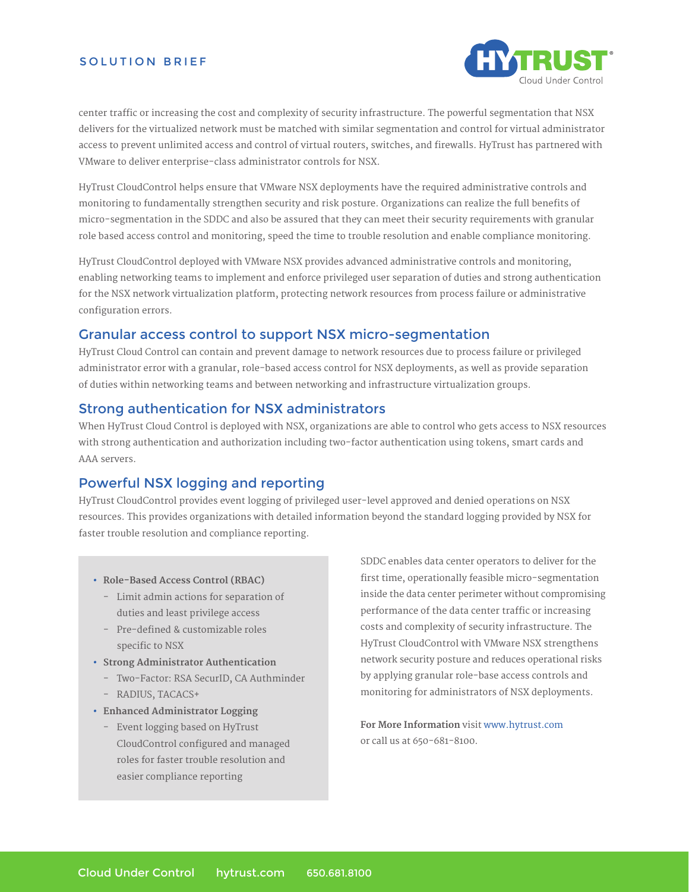center traffic or increasing the cost and complexity of security infrastructure. The powerful segmentation that NSX delivers for the virtualized network must be matched with similar segmentation and control for virtual administrator access to prevent unlimited access and control of virtual routers, switches, and firewalls. HyTrust has partnered with VMware to deliver enterprise-class administrator controls for NSX.

HyTrust CloudControl helps ensure that VMware NSX deployments have the required administrative controls and monitoring to fundamentally strengthen security and risk posture. Organizations can realize the full benefits of micro-segmentation in the SDDC and also be assured that they can meet their security requirements with granular role based access control and monitoring, speed the time to trouble resolution and enable compliance monitoring.

HyTrust CloudControl deployed with VMware NSX provides advanced administrative controls and monitoring, enabling networking teams to implement and enforce privileged user separation of duties and strong authentication for the NSX network virtualization platform, protecting network resources from process failure or administrative configuration errors.

## Granular access control to support NSX micro-segmentation

HyTrust Cloud Control can contain and prevent damage to network resources due to process failure or privileged administrator error with a granular, role-based access control for NSX deployments, as well as provide separation of duties within networking teams and between networking and infrastructure virtualization groups.

## Strong authentication for NSX administrators

When HyTrust Cloud Control is deployed with NSX, organizations are able to control who gets access to NSX resources with strong authentication and authorization including two-factor authentication using tokens, smart cards and AAA servers.

## Powerful NSX logging and reporting

HyTrust CloudControl provides event logging of privileged user-level approved and denied operations on NSX resources. This provides organizations with detailed information beyond the standard logging provided by NSX for faster trouble resolution and compliance reporting.

- **Role-Based Access Control (RBAC)**
  - Limit admin actions for separation of duties and least privilege access
  - Pre-defined & customizable roles specific to NSX
- **Strong Administrator Authentication**
  - Two-Factor: RSA SecurID, CA Authminder
  - RADIUS, TACACS+
- **Enhanced Administrator Logging**
  - Event logging based on HyTrust CloudControl configured and managed roles for faster trouble resolution and easier compliance reporting

SDDC enables data center operators to deliver for the first time, operationally feasible micro-segmentation inside the data center perimeter without compromising performance of the data center traffic or increasing costs and complexity of security infrastructure. The HyTrust CloudControl with VMware NSX strengthens network security posture and reduces operational risks by applying granular role-base access controls and monitoring for administrators of NSX deployments.

**For More Information** visit www.hytrust.com or call us at 650-681-8100.